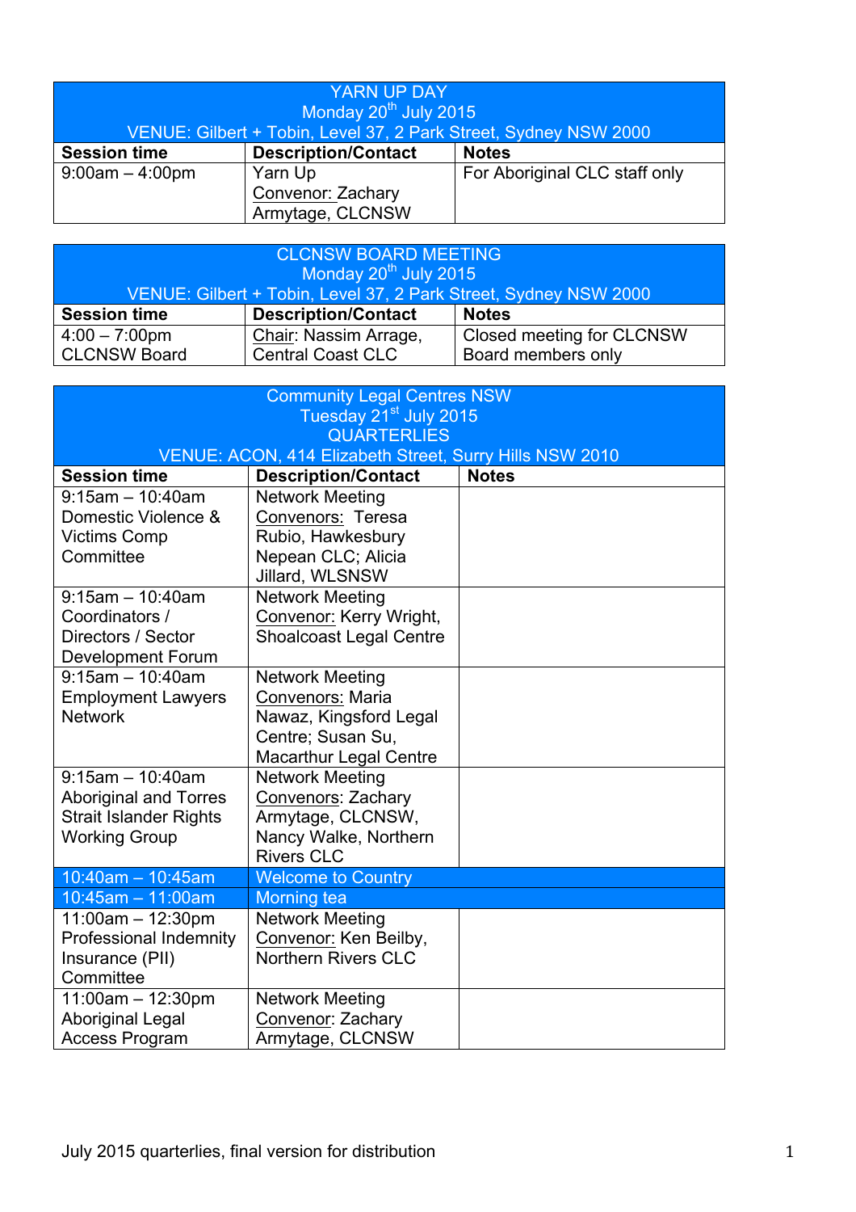| YARN UP DAY<br>Monday 20th July 2015<br>VENUE: Gilbert + Tobin, Level 37, 2 Park Street, Sydney NSW 2000 | | |
|---|---|---|
| **Session time** | **Description/Contact** | **Notes** |
| 9:00am – 4:00pm | Yarn Up<br>Convenor: Zachary Armytage, CLCNSW | For Aboriginal CLC staff only |

| CLCNSW BOARD MEETING<br>Monday 20th July 2015<br>VENUE: Gilbert + Tobin, Level 37, 2 Park Street, Sydney NSW 2000 | | |
|---|---|---|
| **Session time** | **Description/Contact** | **Notes** |
| 4:00 – 7:00pm<br>CLCNSW Board | Chair: Nassim Arrage, Central Coast CLC | Closed meeting for CLCNSW Board members only |

| Community Legal Centres NSW<br>Tuesday 21st July 2015<br>QUARTERLIES<br>VENUE: ACON, 414 Elizabeth Street, Surry Hills NSW 2010 | | |
|---|---|---|
| **Session time** | **Description/Contact** | **Notes** |
| 9:15am – 10:40am<br>Domestic Violence & Victims Comp Committee | Network Meeting<br>Convenors: Teresa Rubio, Hawkesbury Nepean CLC; Alicia Jillard, WLSNSW | |
| 9:15am – 10:40am<br>Coordinators / Directors / Sector Development Forum | Network Meeting<br>Convenor: Kerry Wright, Shoalcoast Legal Centre | |
| 9:15am – 10:40am<br>Employment Lawyers Network | Network Meeting<br>Convenors: Maria Nawaz, Kingsford Legal Centre; Susan Su, Macarthur Legal Centre | |
| 9:15am – 10:40am<br>Aboriginal and Torres Strait Islander Rights Working Group | Network Meeting<br>Convenors: Zachary Armytage, CLCNSW, Nancy Walke, Northern Rivers CLC | |
| 10:40am – 10:45am | Welcome to Country | |
| 10:45am – 11:00am | Morning tea | |
| 11:00am – 12:30pm<br>Professional Indemnity Insurance (PII) Committee | Network Meeting<br>Convenor: Ken Beilby, Northern Rivers CLC | |
| 11:00am – 12:30pm<br>Aboriginal Legal Access Program | Network Meeting<br>Convenor: Zachary Armytage, CLCNSW | |

July 2015 quarterlies, final version for distribution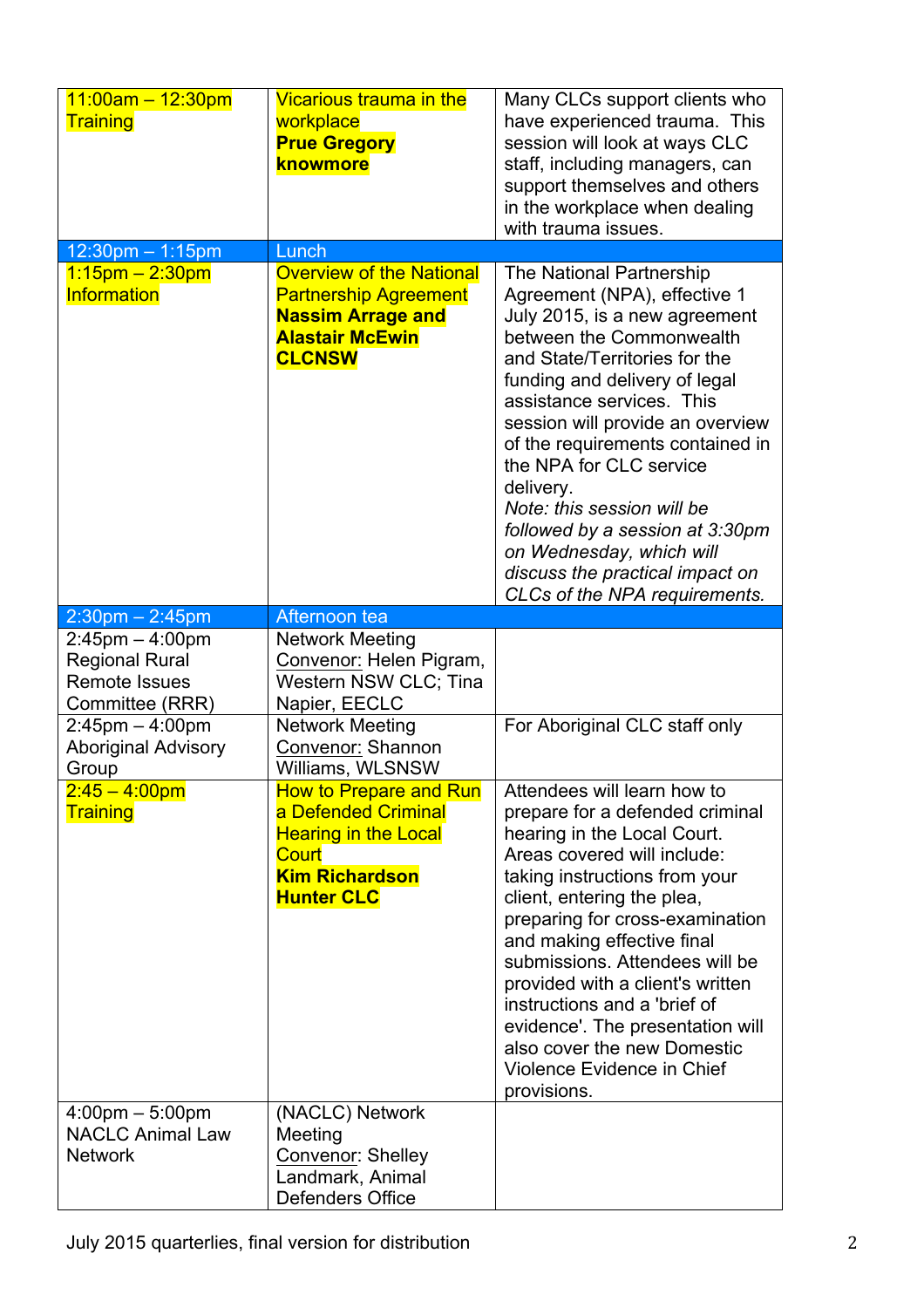| | | |
|---|---|---|
| 11:00am – 12:30pm Training | Vicarious trauma in the workplace **Prue Gregory knowmore** | Many CLCs support clients who have experienced trauma. This session will look at ways CLC staff, including managers, can support themselves and others in the workplace when dealing with trauma issues. |
| 12:30pm – 1:15pm | Lunch | |
| 1:15pm – 2:30pm Information | Overview of the National Partnership Agreement **Nassim Arrage and Alastair McEwin CLCNSW** | The National Partnership Agreement (NPA), effective 1 July 2015, is a new agreement between the Commonwealth and State/Territories for the funding and delivery of legal assistance services. This session will provide an overview of the requirements contained in the NPA for CLC service delivery. *Note: this session will be followed by a session at 3:30pm on Wednesday, which will discuss the practical impact on CLCs of the NPA requirements.* |
| 2:30pm – 2:45pm | Afternoon tea | |
| 2:45pm – 4:00pm Regional Rural Remote Issues Committee (RRR) | Network Meeting Convenor: Helen Pigram, Western NSW CLC; Tina Napier, EECLC | |
| 2:45pm – 4:00pm Aboriginal Advisory Group | Network Meeting Convenor: Shannon Williams, WLSNSW | For Aboriginal CLC staff only |
| 2:45 – 4:00pm Training | How to Prepare and Run a Defended Criminal Hearing in the Local Court **Kim Richardson Hunter CLC** | Attendees will learn how to prepare for a defended criminal hearing in the Local Court. Areas covered will include: taking instructions from your client, entering the plea, preparing for cross-examination and making effective final submissions. Attendees will be provided with a client's written instructions and a 'brief of evidence'. The presentation will also cover the new Domestic Violence Evidence in Chief provisions. |
| 4:00pm – 5:00pm NACLC Animal Law Network | (NACLC) Network Meeting Convenor: Shelley Landmark, Animal Defenders Office | |

July 2015 quarterlies, final version for distribution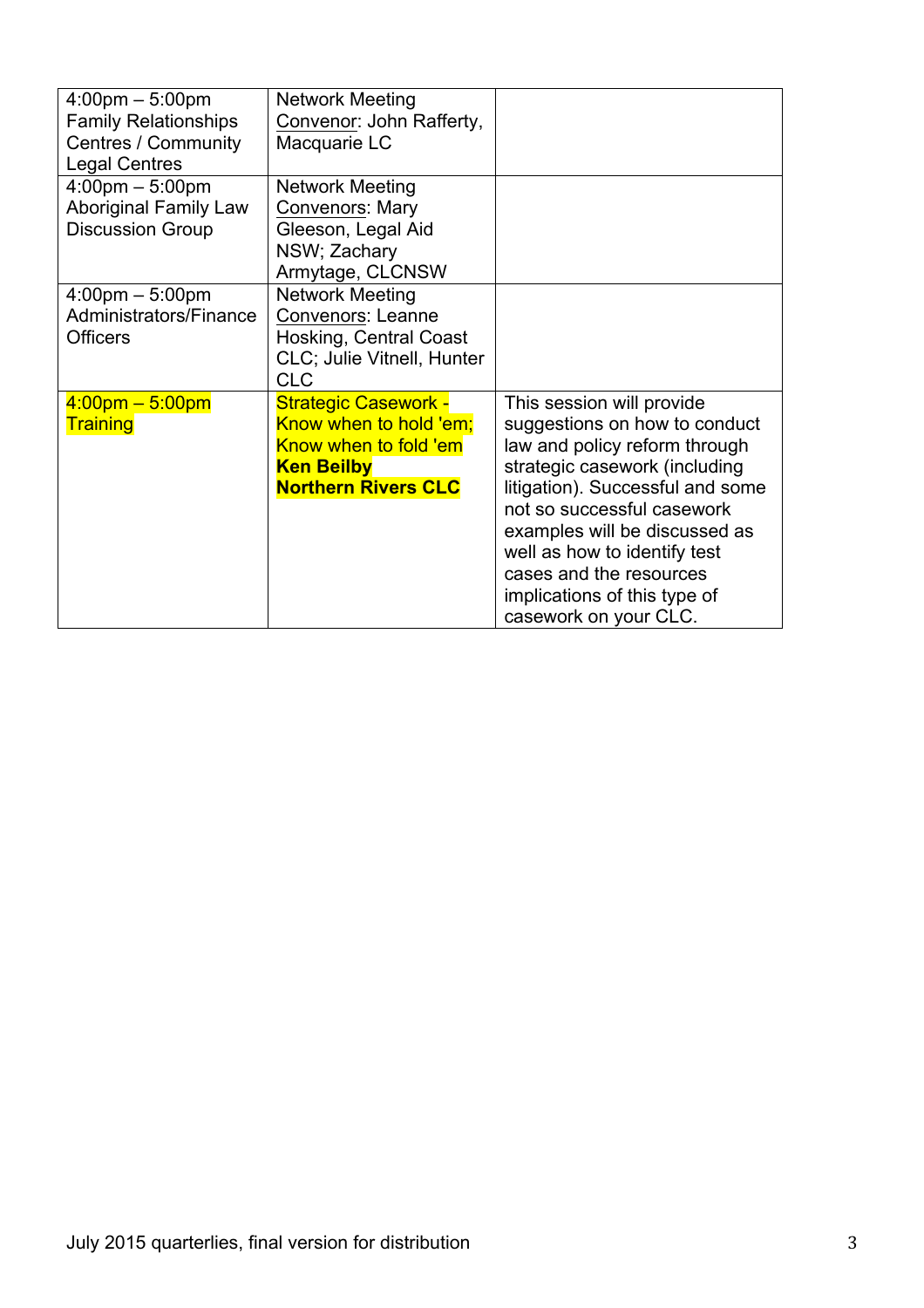| | | |
|---|---|---|
| 4:00pm – 5:00pm Family Relationships Centres / Community Legal Centres | Network Meeting Convenor: John Rafferty, Macquarie LC | |
| 4:00pm – 5:00pm Aboriginal Family Law Discussion Group | Network Meeting Convenors: Mary Gleeson, Legal Aid NSW; Zachary Armytage, CLCNSW | |
| 4:00pm – 5:00pm Administrators/Finance Officers | Network Meeting Convenors: Leanne Hosking, Central Coast CLC; Julie Vitnell, Hunter CLC | |
| 4:00pm – 5:00pm Training | Strategic Casework - Know when to hold 'em; Know when to fold 'em **Ken Beilby** **Northern Rivers CLC** | This session will provide suggestions on how to conduct law and policy reform through strategic casework (including litigation). Successful and some not so successful casework examples will be discussed as well as how to identify test cases and the resources implications of this type of casework on your CLC. |

July 2015 quarterlies, final version for distribution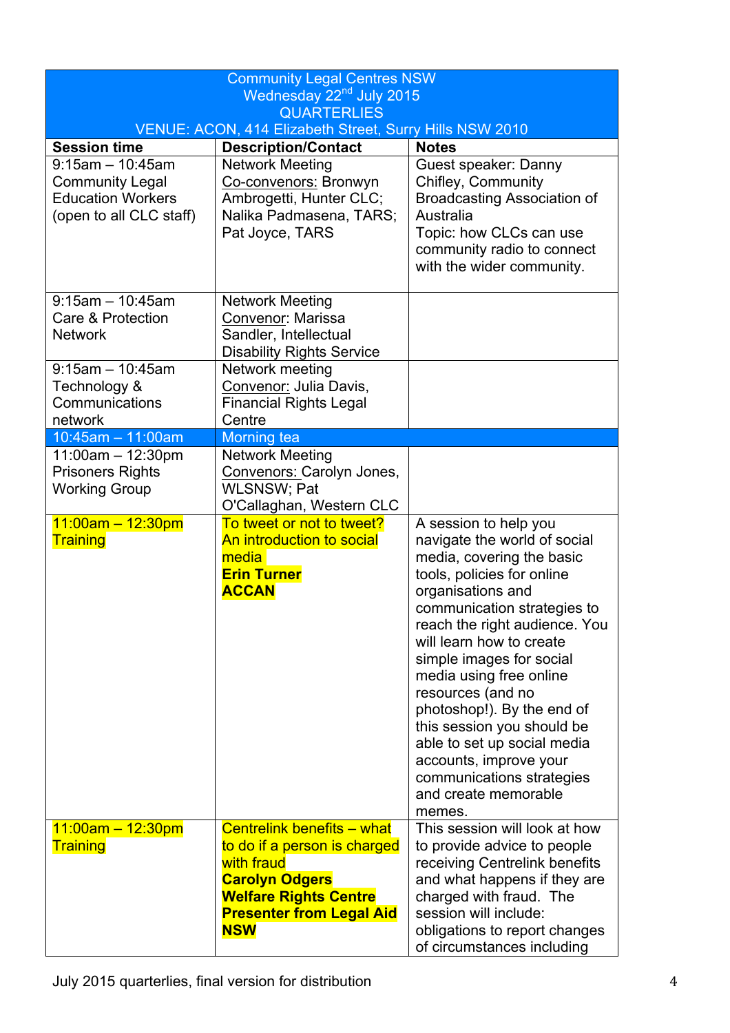| Community Legal Centres NSW<br>Wednesday 22nd July 2015<br>QUARTERLIES<br>VENUE: ACON, 414 Elizabeth Street, Surry Hills NSW 2010 | | |
|---|---|---|
| **Session time** | **Description/Contact** | **Notes** |
| 9:15am – 10:45am Community Legal Education Workers (open to all CLC staff) | Network Meeting Co-convenors: Bronwyn Ambrogetti, Hunter CLC; Nalika Padmasena, TARS; Pat Joyce, TARS | Guest speaker: Danny Chifley, Community Broadcasting Association of Australia Topic: how CLCs can use community radio to connect with the wider community. |
| 9:15am – 10:45am Care & Protection Network | Network Meeting Convenor: Marissa Sandler, Intellectual Disability Rights Service | |
| 9:15am – 10:45am Technology & Communications network | Network meeting Convenor: Julia Davis, Financial Rights Legal Centre | |
| 10:45am – 11:00am | Morning tea | |
| 11:00am – 12:30pm Prisoners Rights Working Group | Network Meeting Convenors: Carolyn Jones, WLSNSW; Pat O'Callaghan, Western CLC | |
| 11:00am – 12:30pm Training | To tweet or not to tweet? An introduction to social media **Erin Turner** **ACCAN** | A session to help you navigate the world of social media, covering the basic tools, policies for online organisations and communication strategies to reach the right audience. You will learn how to create simple images for social media using free online resources (and no photoshop!). By the end of this session you should be able to set up social media accounts, improve your communications strategies and create memorable memes. |
| 11:00am – 12:30pm Training | Centrelink benefits – what to do if a person is charged with fraud **Carolyn Odgers** **Welfare Rights Centre** **Presenter from Legal Aid NSW** | This session will look at how to provide advice to people receiving Centrelink benefits and what happens if they are charged with fraud. The session will include: obligations to report changes of circumstances including |

July 2015 quarterlies, final version for distribution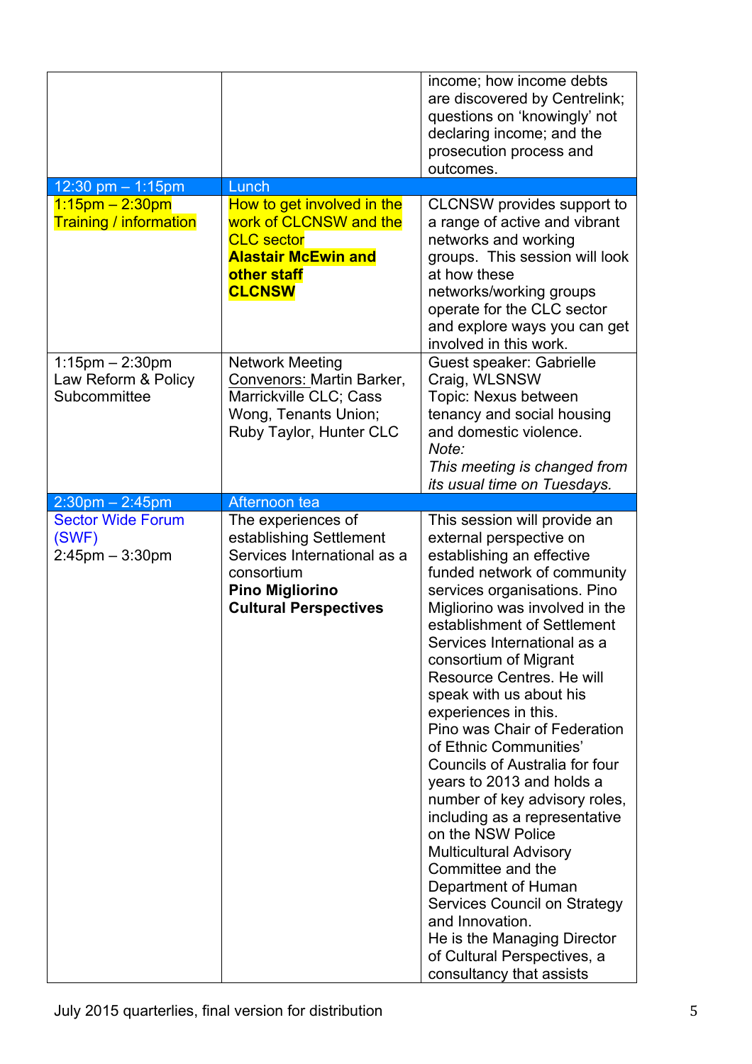| | | |
|---|---|---|
| | | income; how income debts are discovered by Centrelink; questions on 'knowingly' not declaring income; and the prosecution process and outcomes. |
| 12:30 pm – 1:15pm | Lunch | |
| 1:15pm – 2:30pm Training / information | How to get involved in the work of CLCNSW and the CLC sector **Alastair McEwin and other staff CLCNSW** | CLCNSW provides support to a range of active and vibrant networks and working groups. This session will look at how these networks/working groups operate for the CLC sector and explore ways you can get involved in this work. |
| 1:15pm – 2:30pm Law Reform & Policy Subcommittee | Network Meeting Convenors: Martin Barker, Marrickville CLC; Cass Wong, Tenants Union; Ruby Taylor, Hunter CLC | Guest speaker: Gabrielle Craig, WLSNSW Topic: Nexus between tenancy and social housing and domestic violence. *Note:* *This meeting is changed from its usual time on Tuesdays.* |
| 2:30pm – 2:45pm | Afternoon tea | |
| Sector Wide Forum (SWF) 2:45pm – 3:30pm | The experiences of establishing Settlement Services International as a consortium **Pino Migliorino Cultural Perspectives** | This session will provide an external perspective on establishing an effective funded network of community services organisations. Pino Migliorino was involved in the establishment of Settlement Services International as a consortium of Migrant Resource Centres. He will speak with us about his experiences in this. Pino was Chair of Federation of Ethnic Communities' Councils of Australia for four years to 2013 and holds a number of key advisory roles, including as a representative on the NSW Police Multicultural Advisory Committee and the Department of Human Services Council on Strategy and Innovation. He is the Managing Director of Cultural Perspectives, a consultancy that assists |

July 2015 quarterlies, final version for distribution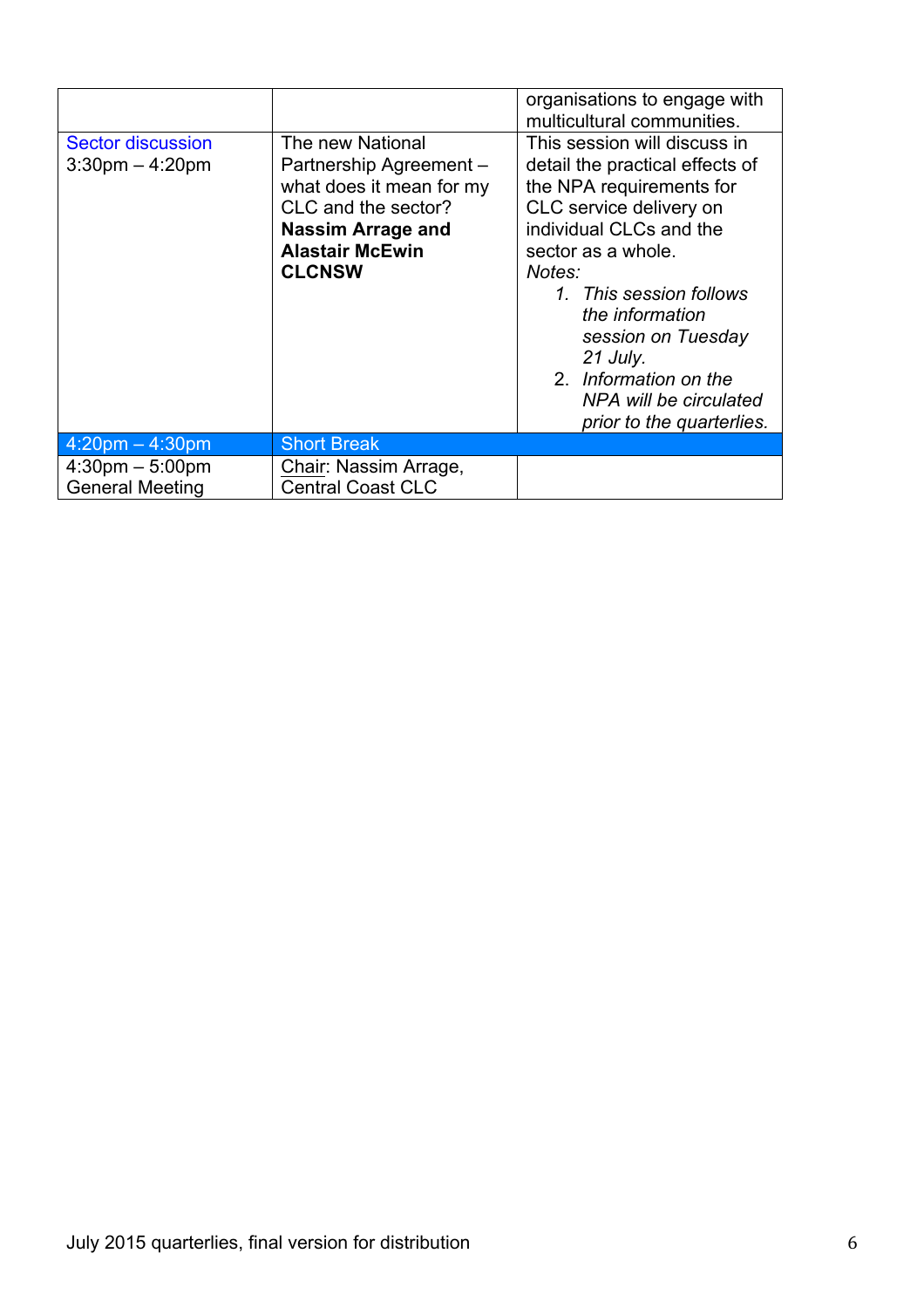| | | |
|---|---|---|
| | | organisations to engage with multicultural communities. |
| Sector discussion<br>3:30pm – 4:20pm | The new National Partnership Agreement – what does it mean for my CLC and the sector?<br>**Nassim Arrage and Alastair McEwin CLCNSW** | This session will discuss in detail the practical effects of the NPA requirements for CLC service delivery on individual CLCs and the sector as a whole.<br>*Notes:*<br>1. *This session follows the information session on Tuesday 21 July.*<br>2. *Information on the NPA will be circulated prior to the quarterlies.* |
| 4:20pm – 4:30pm | Short Break | |
| 4:30pm – 5:00pm<br>General Meeting | Chair: Nassim Arrage, Central Coast CLC | |

July 2015 quarterlies, final version for distribution